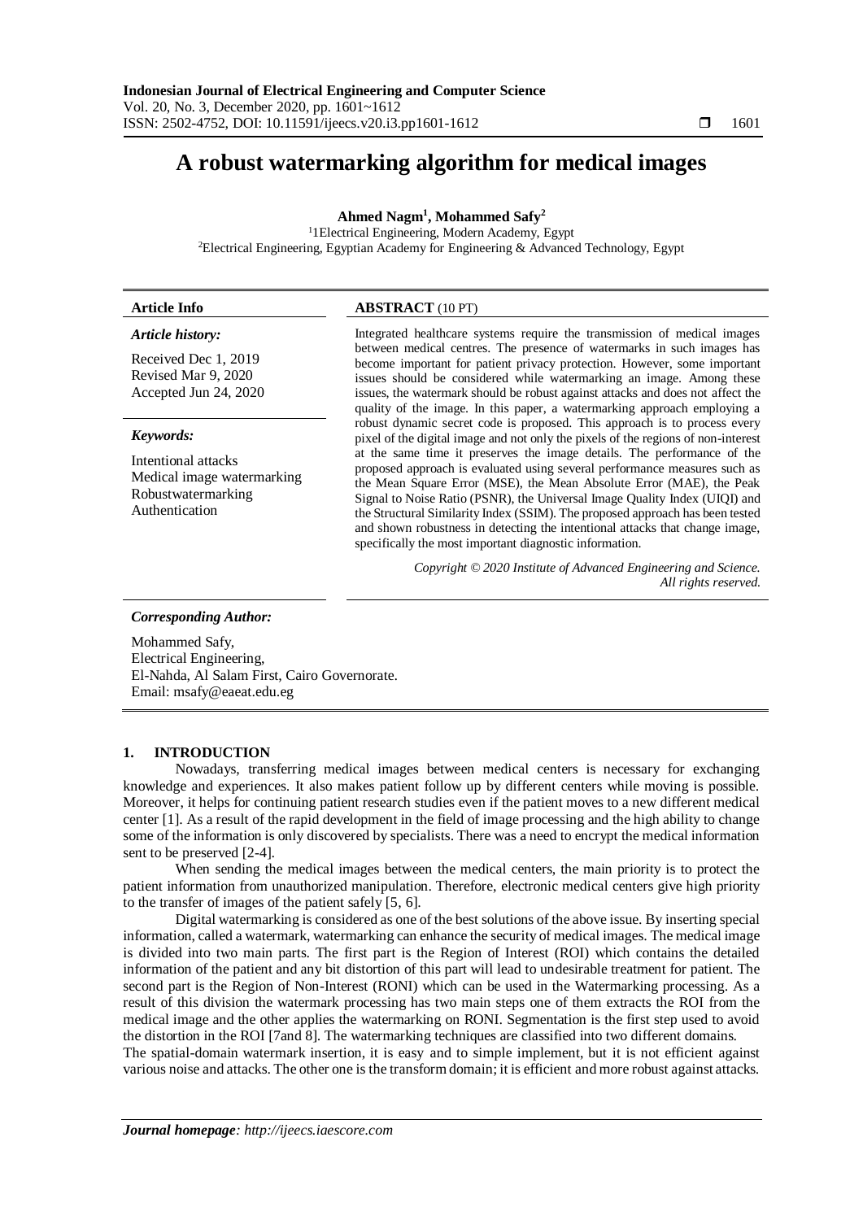# A robust watermarking algorithm for medical images

**Ahmed Nagm[1], Mohammed Safy[2]**

[1]1Electrical Engineering, Modern Academy, Egypt
[2]Electrical Engineering, Egyptian Academy for Engineering & Advanced Technology, Egypt

**Article Info**

***Article history:***

Received Dec 1, 2019
Revised Mar 9, 2020
Accepted Jun 24, 2020

***Keywords:***

Intentional attacks
Medical image watermarking
Robustwatermarking
Authentication

**ABSTRACT** (10 PT)

Integrated healthcare systems require the transmission of medical images between medical centres. The presence of watermarks in such images has become important for patient privacy protection. However, some important issues should be considered while watermarking an image. Among these issues, the watermark should be robust against attacks and does not affect the quality of the image. In this paper, a watermarking approach employing a robust dynamic secret code is proposed. This approach is to process every pixel of the digital image and not only the pixels of the regions of non-interest at the same time it preserves the image details. The performance of the proposed approach is evaluated using several performance measures such as the Mean Square Error (MSE), the Mean Absolute Error (MAE), the Peak Signal to Noise Ratio (PSNR), the Universal Image Quality Index (UIQI) and the Structural Similarity Index (SSIM). The proposed approach has been tested and shown robustness in detecting the intentional attacks that change image, specifically the most important diagnostic information.

*Copyright © 2020 Institute of Advanced Engineering and Science. All rights reserved.*

***Corresponding Author:***

Mohammed Safy,
Electrical Engineering,
El-Nahda, Al Salam First, Cairo Governorate.
Email: msafy@eaeat.edu.eg

## 1. INTRODUCTION

Nowadays, transferring medical images between medical centers is necessary for exchanging knowledge and experiences. It also makes patient follow up by different centers while moving is possible. Moreover, it helps for continuing patient research studies even if the patient moves to a new different medical center [1]. As a result of the rapid development in the field of image processing and the high ability to change some of the information is only discovered by specialists. There was a need to encrypt the medical information sent to be preserved [2-4].

When sending the medical images between the medical centers, the main priority is to protect the patient information from unauthorized manipulation. Therefore, electronic medical centers give high priority to the transfer of images of the patient safely [5, 6].

Digital watermarking is considered as one of the best solutions of the above issue. By inserting special information, called a watermark, watermarking can enhance the security of medical images. The medical image is divided into two main parts. The first part is the Region of Interest (ROI) which contains the detailed information of the patient and any bit distortion of this part will lead to undesirable treatment for patient. The second part is the Region of Non-Interest (RONI) which can be used in the Watermarking processing. As a result of this division the watermark processing has two main steps one of them extracts the ROI from the medical image and the other applies the watermarking on RONI. Segmentation is the first step used to avoid the distortion in the ROI [7and 8]. The watermarking techniques are classified into two different domains. The spatial-domain watermark insertion, it is easy and to simple implement, but it is not efficient against various noise and attacks. The other one is the transform domain; it is efficient and more robust against attacks.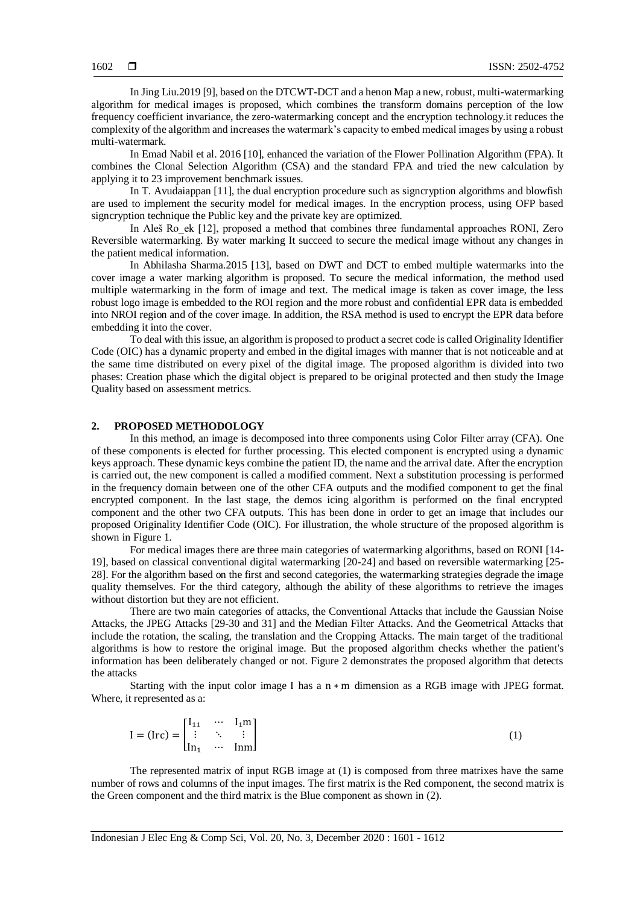In Jing Liu.2019 [9], based on the DTCWT-DCT and a henon Map a new, robust, multi-watermarking algorithm for medical images is proposed, which combines the transform domains perception of the low frequency coefficient invariance, the zero-watermarking concept and the encryption technology.it reduces the complexity of the algorithm and increases the watermark's capacity to embed medical images by using a robust multi-watermark.

In Emad Nabil et al. 2016 [10], enhanced the variation of the Flower Pollination Algorithm (FPA). It combines the Clonal Selection Algorithm (CSA) and the standard FPA and tried the new calculation by applying it to 23 improvement benchmark issues.

In T. Avudaiappan [11], the dual encryption procedure such as signcryption algorithms and blowfish are used to implement the security model for medical images. In the encryption process, using OFP based signcryption technique the Public key and the private key are optimized.

In Aleš Ro_ek [12], proposed a method that combines three fundamental approaches RONI, Zero Reversible watermarking. By water marking It succeed to secure the medical image without any changes in the patient medical information.

In Abhilasha Sharma.2015 [13], based on DWT and DCT to embed multiple watermarks into the cover image a water marking algorithm is proposed. To secure the medical information, the method used multiple watermarking in the form of image and text. The medical image is taken as cover image, the less robust logo image is embedded to the ROI region and the more robust and confidential EPR data is embedded into NROI region and of the cover image. In addition, the RSA method is used to encrypt the EPR data before embedding it into the cover.

To deal with this issue, an algorithm is proposed to product a secret code is called Originality Identifier Code (OIC) has a dynamic property and embed in the digital images with manner that is not noticeable and at the same time distributed on every pixel of the digital image. The proposed algorithm is divided into two phases: Creation phase which the digital object is prepared to be original protected and then study the Image Quality based on assessment metrics.

## 2. PROPOSED METHODOLOGY

In this method, an image is decomposed into three components using Color Filter array (CFA). One of these components is elected for further processing. This elected component is encrypted using a dynamic keys approach. These dynamic keys combine the patient ID, the name and the arrival date. After the encryption is carried out, the new component is called a modified comment. Next a substitution processing is performed in the frequency domain between one of the other CFA outputs and the modified component to get the final encrypted component. In the last stage, the demos icing algorithm is performed on the final encrypted component and the other two CFA outputs. This has been done in order to get an image that includes our proposed Originality Identifier Code (OIC). For illustration, the whole structure of the proposed algorithm is shown in Figure 1.

For medical images there are three main categories of watermarking algorithms, based on RONI [14-19], based on classical conventional digital watermarking [20-24] and based on reversible watermarking [25-28]. For the algorithm based on the first and second categories, the watermarking strategies degrade the image quality themselves. For the third category, although the ability of these algorithms to retrieve the images without distortion but they are not efficient.

There are two main categories of attacks, the Conventional Attacks that include the Gaussian Noise Attacks, the JPEG Attacks [29-30 and 31] and the Median Filter Attacks. And the Geometrical Attacks that include the rotation, the scaling, the translation and the Cropping Attacks. The main target of the traditional algorithms is how to restore the original image. But the proposed algorithm checks whether the patient's information has been deliberately changed or not. Figure 2 demonstrates the proposed algorithm that detects the attacks

Starting with the input color image I has a $n * m$ dimension as a RGB image with JPEG format. Where, it represented as a:

$$I = (\mathrm{Irc}) = \begin{bmatrix} I_{11} & \cdots & I_1 m \\ \vdots & \ddots & \vdots \\ In_1 & \cdots & Inm \end{bmatrix} \tag{1}$$

The represented matrix of input RGB image at (1) is composed from three matrixes have the same number of rows and columns of the input images. The first matrix is the Red component, the second matrix is the Green component and the third matrix is the Blue component as shown in (2).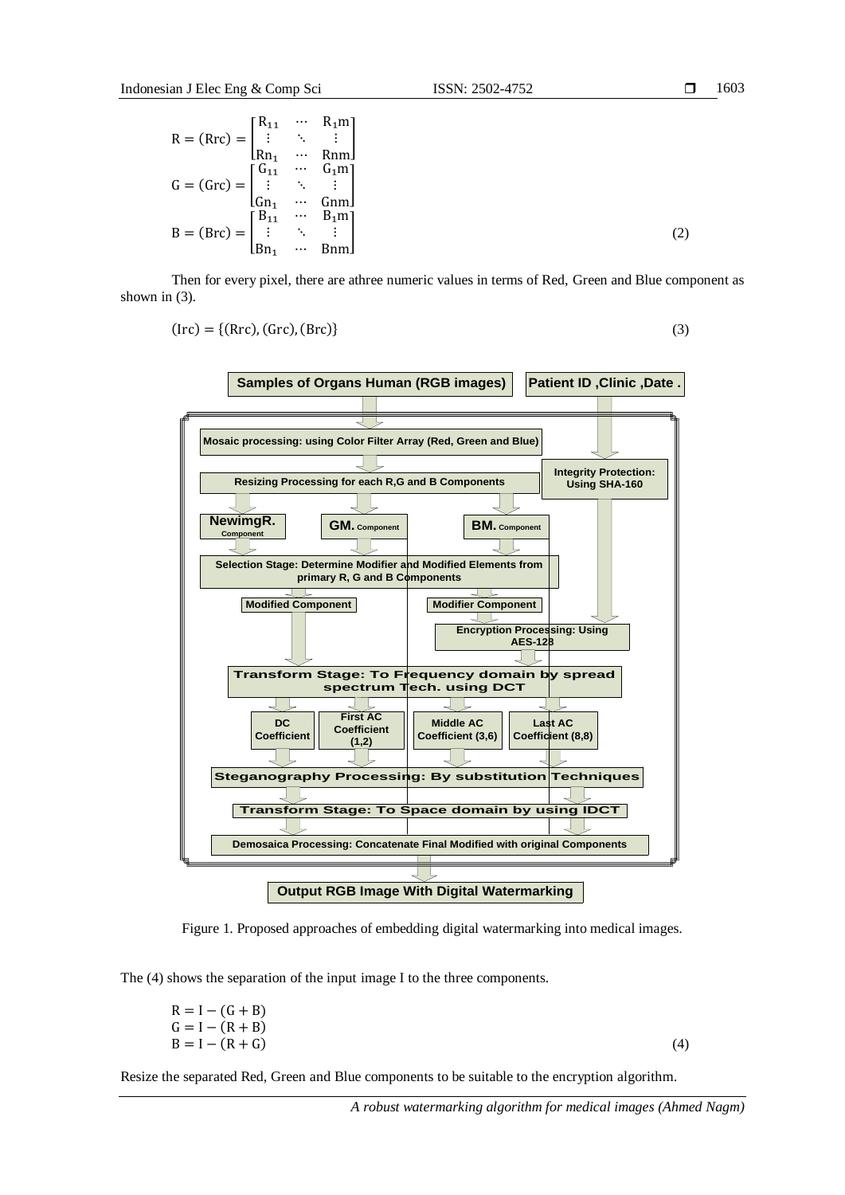$$
\begin{aligned}
R = (Rrc) &= \begin{bmatrix} R_{11} & \cdots & R_1m \\ \vdots & \ddots & \vdots \\ Rn_1 & \cdots & Rnm \end{bmatrix} \\
G = (Grc) &= \begin{bmatrix} G_{11} & \cdots & G_1m \\ \vdots & \ddots & \vdots \\ Gn_1 & \cdots & Gnm \end{bmatrix} \\
B = (Brc) &= \begin{bmatrix} B_{11} & \cdots & B_1m \\ \vdots & \ddots & \vdots \\ Bn_1 & \cdots & Bnm \end{bmatrix}
\end{aligned} \tag{2}
$$

Then for every pixel, there are athree numeric values in terms of Red, Green and Blue component as shown in (3).

$$
(Irc) = \{(Rrc), (Grc), (Brc)\} \tag{3}
$$

Figure 1. Proposed approaches of embedding digital watermarking into medical images.

The (4) shows the separation of the input image I to the three components.

$$
\begin{aligned}
R &= I - (G + B) \\
G &= I - (R + B) \\
B &= I - (R + G)
\end{aligned} \tag{4}
$$

Resize the separated Red, Green and Blue components to be suitable to the encryption algorithm.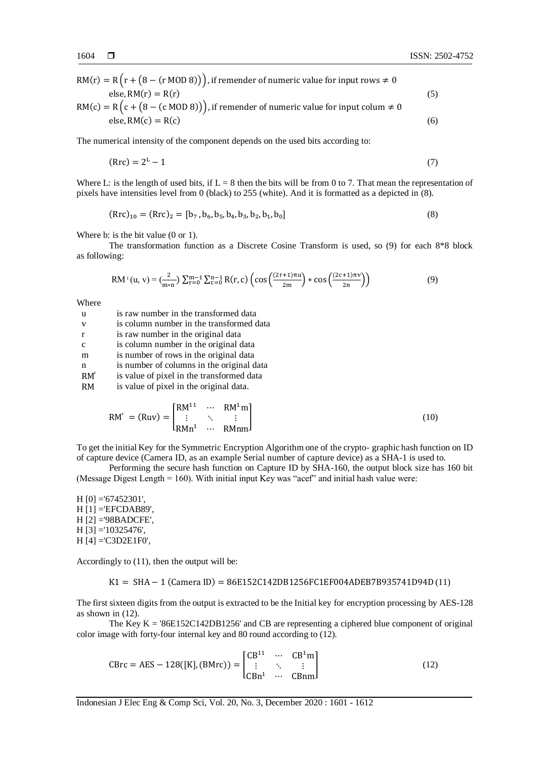$$\text{RM}(r) = \text{R}\left(r + \left(8 - (r \text{ MOD } 8)\right)\right), \text{if remender of numeric value for input rows} \neq 0$$

$$\text{else, RM}(r) = \text{R}(r) \tag{5}$$

$$\text{RM}(c) = \text{R}\left(c + \left(8 - (c \text{ MOD } 8)\right)\right), \text{if remender of numeric value for input colum} \neq 0$$

$$\text{else, RM}(c) = \text{R}(c) \tag{6}$$

The numerical intensity of the component depends on the used bits according to:

$$(\text{Rrc}) = 2^{L} - 1 \tag{7}$$

Where L: is the length of used bits, if L = 8 then the bits will be from 0 to 7. That mean the representation of pixels have intensities level from 0 (black) to 255 (white). And it is formatted as a depicted in (8).

$$(\text{Rrc})_{10} = (\text{Rrc})_{2} = [b_7, b_6, b_5, b_4, b_3, b_2, b_1, b_0] \tag{8}$$

Where b: is the bit value (0 or 1).

The transformation function as a Discrete Cosine Transform is used, so (9) for each 8*8 block as following:

$$\text{RM}^{t}(u, v) = \left(\frac{2}{m*n}\right) \sum_{r=0}^{m-1} \sum_{c=0}^{n-1} \text{R}(r, c) \left(\cos\left(\frac{(2r+1)\pi u}{2m}\right) * \cos\left(\frac{(2c+1)\pi v}{2n}\right)\right) \tag{9}$$

Where

| | |
|---|---|
| u | is raw number in the transformed data |
| v | is column number in the transformed data |
| r | is raw number in the original data |
| c | is column number in the original data |
| m | is number of rows in the original data |
| n | is number of columns in the original data |
| $\text{RM}^{t}$ | is value of pixel in the transformed data |
| RM | is value of pixel in the original data. |

$$\text{RM}^{t} = (\text{Ruv}) = \begin{bmatrix} \text{RM}^{11} & \cdots & \text{RM}^{1}\text{m} \\ \vdots & \ddots & \vdots \\ \text{RMn}^{1} & \cdots & \text{RMnm} \end{bmatrix} \tag{10}$$

To get the initial Key for the Symmetric Encryption Algorithm one of the crypto- graphic hash function on ID of capture device (Camera ID, as an example Serial number of capture device) as a SHA-1 is used to.

Performing the secure hash function on Capture ID by SHA-160, the output block size has 160 bit (Message Digest Length = 160). With initial input Key was "acef" and initial hash value were:

H [0] ='67452301',
H [1] ='EFCDAB89',
H [2] ='98BADCFE',
H [3] ='10325476',
H [4] ='C3D2E1F0',

Accordingly to (11), then the output will be:

$$\text{K1} = \text{SHA} - 1\ (\text{Camera ID}) = 86\text{E}152\text{C}142\text{DB}1256\text{FC}1\text{EF}004\text{ADEB}7\text{B}935741\text{D}94\text{D} \tag{11}$$

The first sixteen digits from the output is extracted to be the Initial key for encryption processing by AES-128 as shown in (12).

The Key K = '86E152C142DB1256' and CB are representing a ciphered blue component of original color image with forty-four internal key and 80 round according to (12).

$$\text{CBrc} = \text{AES} - 128([\text{K}], (\text{BMrc})) = \begin{bmatrix} \text{CB}^{11} & \cdots & \text{CB}^{1}\text{m} \\ \vdots & \ddots & \vdots \\ \text{CBn}^{1} & \cdots & \text{CBnm} \end{bmatrix} \tag{12}$$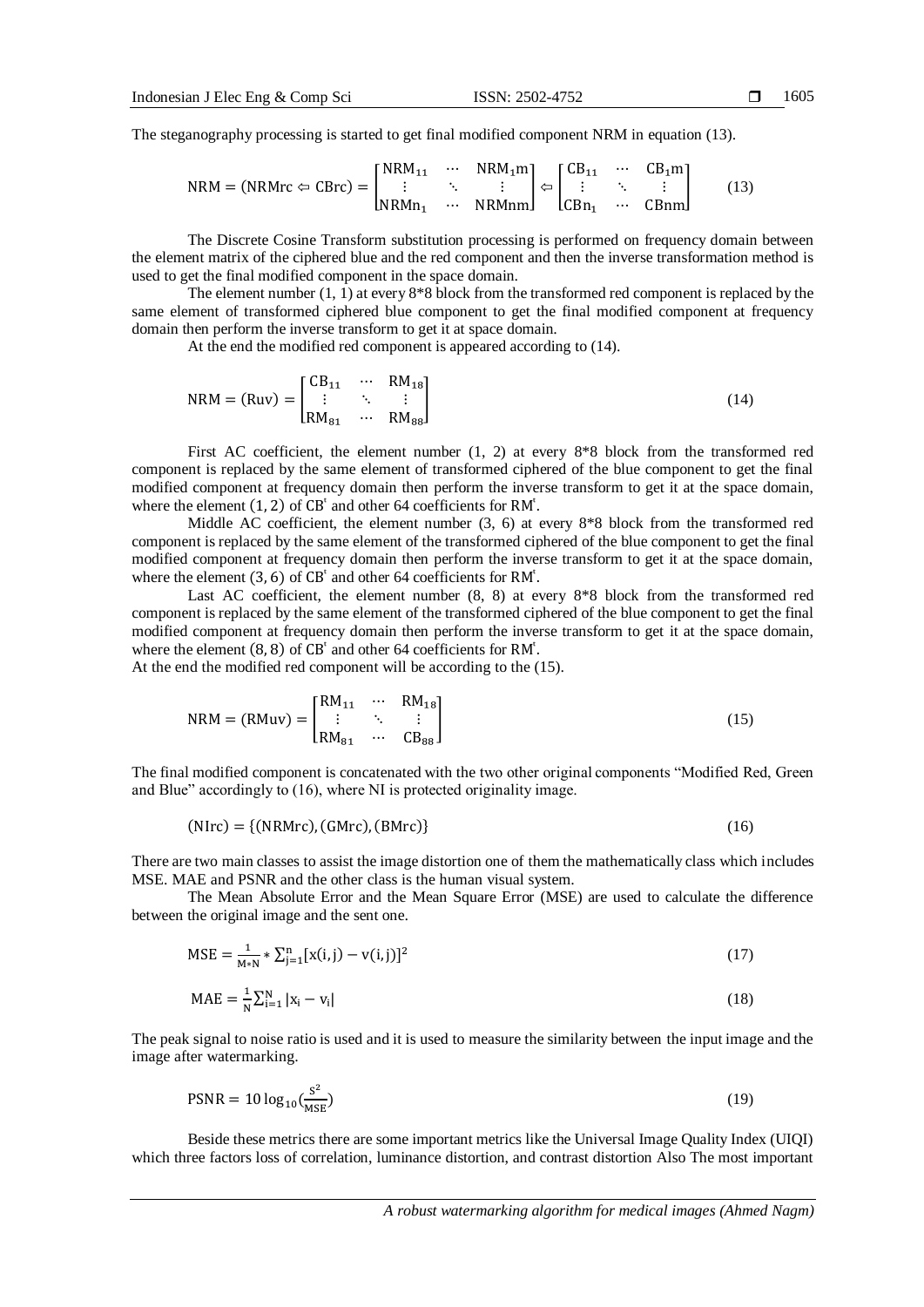The steganography processing is started to get final modified component NRM in equation (13).

$$\text{NRM} = (\text{NRMrc} \Leftarrow \text{CBrc}) = \begin{bmatrix} \text{NRM}_{11} & \cdots & \text{NRM}_1\text{m} \\ \vdots & \ddots & \vdots \\ \text{NRMn}_1 & \cdots & \text{NRMnm} \end{bmatrix} \Leftarrow \begin{bmatrix} \text{CB}_{11} & \cdots & \text{CB}_1\text{m} \\ \vdots & \ddots & \vdots \\ \text{CBn}_1 & \cdots & \text{CBnm} \end{bmatrix} \quad (13)$$

The Discrete Cosine Transform substitution processing is performed on frequency domain between the element matrix of the ciphered blue and the red component and then the inverse transformation method is used to get the final modified component in the space domain.

The element number (1, 1) at every 8*8 block from the transformed red component is replaced by the same element of transformed ciphered blue component to get the final modified component at frequency domain then perform the inverse transform to get it at space domain.

At the end the modified red component is appeared according to (14).

$$\text{NRM} = (\text{Ruv}) = \begin{bmatrix} \text{CB}_{11} & \cdots & \text{RM}_{18} \\ \vdots & \ddots & \vdots \\ \text{RM}_{81} & \cdots & \text{RM}_{88} \end{bmatrix} \quad (14)$$

First AC coefficient, the element number (1, 2) at every 8*8 block from the transformed red component is replaced by the same element of transformed ciphered of the blue component to get the final modified component at frequency domain then perform the inverse transform to get it at the space domain, where the element $(1, 2)$ of $\text{CB}^{t}$ and other 64 coefficients for $\text{RM}^{t}$.

Middle AC coefficient, the element number (3, 6) at every 8*8 block from the transformed red component is replaced by the same element of the transformed ciphered of the blue component to get the final modified component at frequency domain then perform the inverse transform to get it at the space domain, where the element $(3, 6)$ of $\text{CB}^{t}$ and other 64 coefficients for $\text{RM}^{t}$.

Last AC coefficient, the element number (8, 8) at every 8*8 block from the transformed red component is replaced by the same element of the transformed ciphered of the blue component to get the final modified component at frequency domain then perform the inverse transform to get it at the space domain, where the element $(8, 8)$ of $\text{CB}^{t}$ and other 64 coefficients for $\text{RM}^{t}$.

At the end the modified red component will be according to the (15).

$$\text{NRM} = (\text{RMuv}) = \begin{bmatrix} \text{RM}_{11} & \cdots & \text{RM}_{18} \\ \vdots & \ddots & \vdots \\ \text{RM}_{81} & \cdots & \text{CB}_{88} \end{bmatrix} \quad (15)$$

The final modified component is concatenated with the two other original components "Modified Red, Green and Blue" accordingly to (16), where NI is protected originality image.

$$(\text{NIrc}) = \{(\text{NRMrc}), (\text{GMrc}), (\text{BMrc})\} \quad (16)$$

There are two main classes to assist the image distortion one of them the mathematically class which includes MSE. MAE and PSNR and the other class is the human visual system.

The Mean Absolute Error and the Mean Square Error (MSE) are used to calculate the difference between the original image and the sent one.

$$\text{MSE} = \frac{1}{\text{M}*\text{N}} * \sum_{\text{j}=1}^{\text{n}} [\text{x}(\text{i},\text{j}) - \text{v}(\text{i},\text{j})]^2 \quad (17)$$

$$\text{MAE} = \frac{1}{\text{N}} \sum_{\text{i}=1}^{\text{N}} |\text{x}_\text{i} - \text{v}_\text{i}| \quad (18)$$

The peak signal to noise ratio is used and it is used to measure the similarity between the input image and the image after watermarking.

$$\text{PSNR} = 10 \log_{10}\left(\frac{\text{S}^2}{\text{MSE}}\right) \quad (19)$$

Beside these metrics there are some important metrics like the Universal Image Quality Index (UIQI) which three factors loss of correlation, luminance distortion, and contrast distortion Also The most important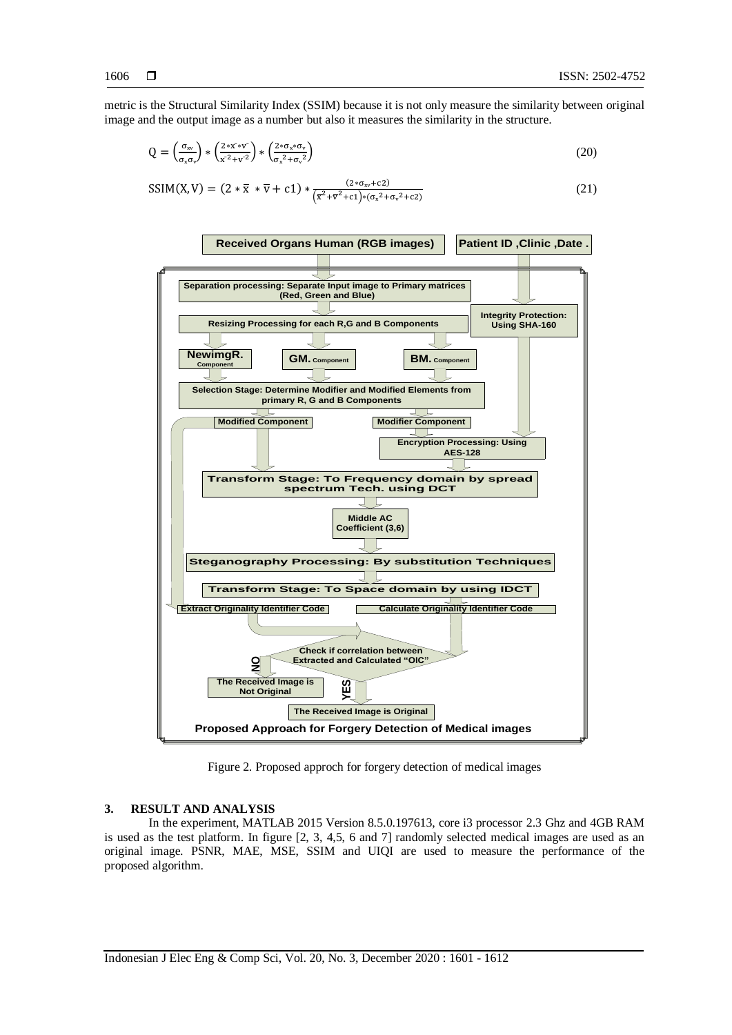metric is the Structural Similarity Index (SSIM) because it is not only measure the similarity between original image and the output image as a number but also it measures the similarity in the structure.

$$Q = \left(\frac{\sigma_{xv}}{\sigma_x \sigma_v}\right) * \left(\frac{2 * \bar{x} * \bar{v}}{\bar{x}^2 + \bar{v}^2}\right) * \left(\frac{2 * \sigma_x * \sigma_v}{\sigma_x^2 + \sigma_v^2}\right) \tag{20}$$

$$SSIM(X, V) = (2 * \bar{x} * \bar{v} + c1) * \frac{(2 * \sigma_{xv} + c2)}{\left(\bar{x}^2 + \bar{v}^2 + c1\right) * (\sigma_x^2 + \sigma_v^2 + c2)} \tag{21}$$

Figure 2. Proposed approch for forgery detection of medical images

## 3. RESULT AND ANALYSIS

In the experiment, MATLAB 2015 Version 8.5.0.197613, core i3 processor 2.3 Ghz and 4GB RAM is used as the test platform. In figure [2, 3, 4,5, 6 and 7] randomly selected medical images are used as an original image. PSNR, MAE, MSE, SSIM and UIQI are used to measure the performance of the proposed algorithm.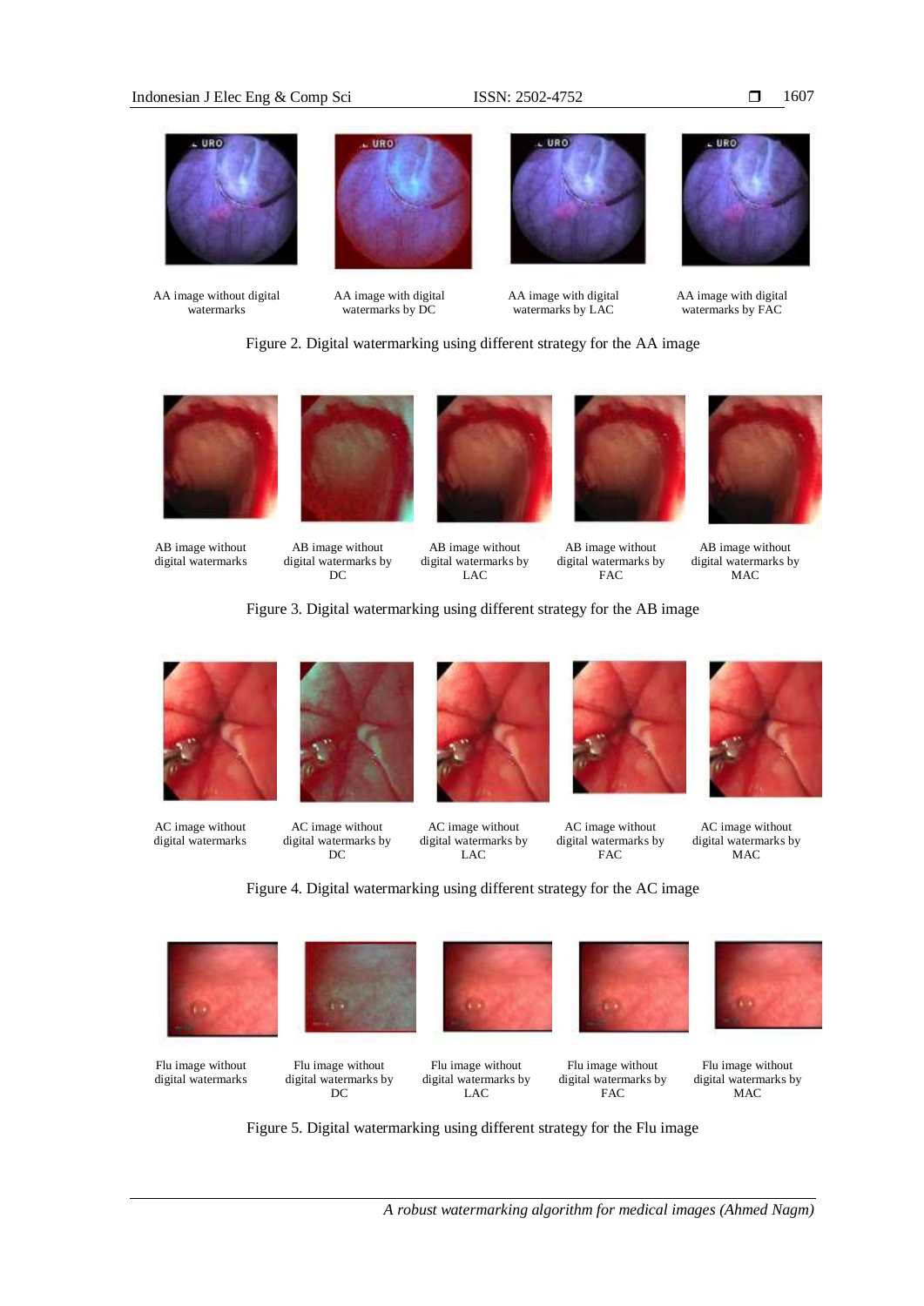AA image without digital watermarks

AA image with digital watermarks by DC

AA image with digital watermarks by LAC

AA image with digital watermarks by FAC

Figure 2. Digital watermarking using different strategy for the AA image

AB image without digital watermarks

AB image without digital watermarks by DC

AB image without digital watermarks by LAC

AB image without digital watermarks by FAC

AB image without digital watermarks by MAC

Figure 3. Digital watermarking using different strategy for the AB image

AC image without digital watermarks

AC image without digital watermarks by DC

AC image without digital watermarks by LAC

AC image without digital watermarks by FAC

AC image without digital watermarks by MAC

Figure 4. Digital watermarking using different strategy for the AC image

Flu image without digital watermarks

Flu image without digital watermarks by DC

Flu image without digital watermarks by LAC

Flu image without digital watermarks by FAC

Flu image without digital watermarks by MAC

Figure 5. Digital watermarking using different strategy for the Flu image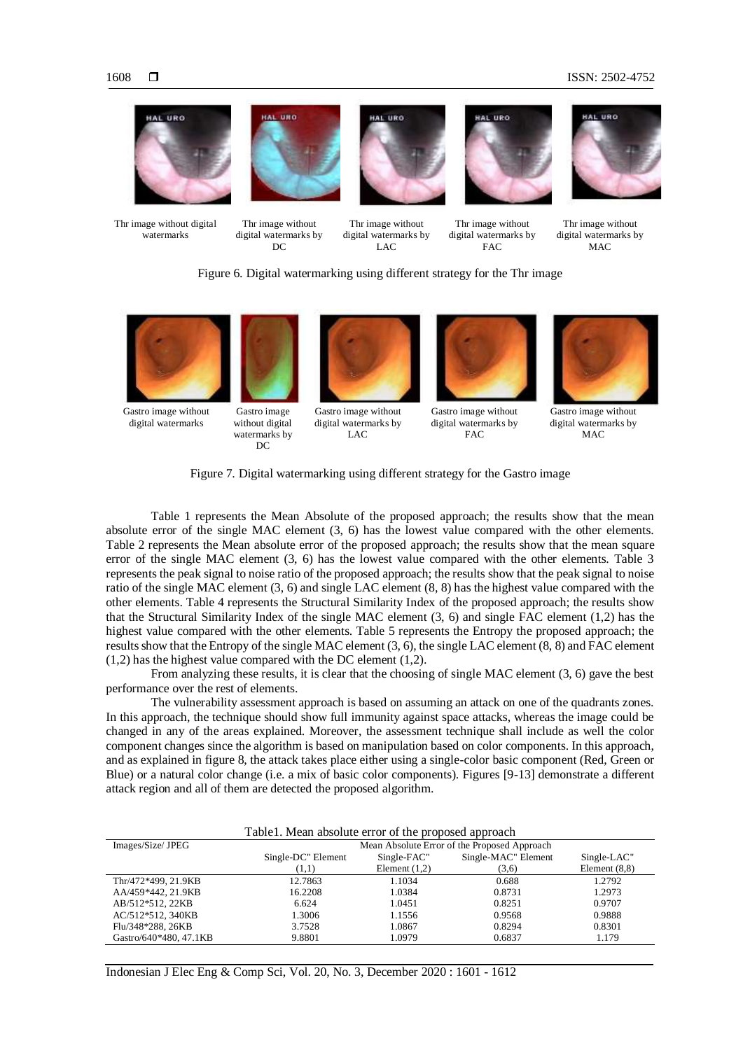Thr image without digital watermarks | Thr image without digital watermarks by DC | Thr image without digital watermarks by LAC | Thr image without digital watermarks by FAC | Thr image without digital watermarks by MAC

Figure 6. Digital watermarking using different strategy for the Thr image

Gastro image without digital watermarks | Gastro image without digital watermarks by DC | Gastro image without digital watermarks by LAC | Gastro image without digital watermarks by FAC | Gastro image without digital watermarks by MAC

Figure 7. Digital watermarking using different strategy for the Gastro image

Table 1 represents the Mean Absolute of the proposed approach; the results show that the mean absolute error of the single MAC element (3, 6) has the lowest value compared with the other elements. Table 2 represents the Mean absolute error of the proposed approach; the results show that the mean square error of the single MAC element (3, 6) has the lowest value compared with the other elements. Table 3 represents the peak signal to noise ratio of the proposed approach; the results show that the peak signal to noise ratio of the single MAC element (3, 6) and single LAC element (8, 8) has the highest value compared with the other elements. Table 4 represents the Structural Similarity Index of the proposed approach; the results show that the Structural Similarity Index of the single MAC element (3, 6) and single FAC element (1,2) has the highest value compared with the other elements. Table 5 represents the Entropy the proposed approach; the results show that the Entropy of the single MAC element (3, 6), the single LAC element (8, 8) and FAC element (1,2) has the highest value compared with the DC element (1,2).

From analyzing these results, it is clear that the choosing of single MAC element (3, 6) gave the best performance over the rest of elements.

The vulnerability assessment approach is based on assuming an attack on one of the quadrants zones. In this approach, the technique should show full immunity against space attacks, whereas the image could be changed in any of the areas explained. Moreover, the assessment technique shall include as well the color component changes since the algorithm is based on manipulation based on color components. In this approach, and as explained in figure 8, the attack takes place either using a single-color basic component (Red, Green or Blue) or a natural color change (i.e. a mix of basic color components). Figures [9-13] demonstrate a different attack region and all of them are detected the proposed algorithm.

Table1. Mean absolute error of the proposed approach

| Images/Size/ JPEG | Mean Absolute Error of the Proposed Approach | | | |
|---|---|---|---|---|
| | Single-DC" Element (1,1) | Single-FAC" Element (1,2) | Single-MAC" Element (3,6) | Single-LAC" Element (8,8) |
| Thr/472*499, 21.9KB | 12.7863 | 1.1034 | 0.688 | 1.2792 |
| AA/459*442, 21.9KB | 16.2208 | 1.0384 | 0.8731 | 1.2973 |
| AB/512*512, 22KB | 6.624 | 1.0451 | 0.8251 | 0.9707 |
| AC/512*512, 340KB | 1.3006 | 1.1556 | 0.9568 | 0.9888 |
| Flu/348*288, 26KB | 3.7528 | 1.0867 | 0.8294 | 0.8301 |
| Gastro/640*480, 47.1KB | 9.8801 | 1.0979 | 0.6837 | 1.179 |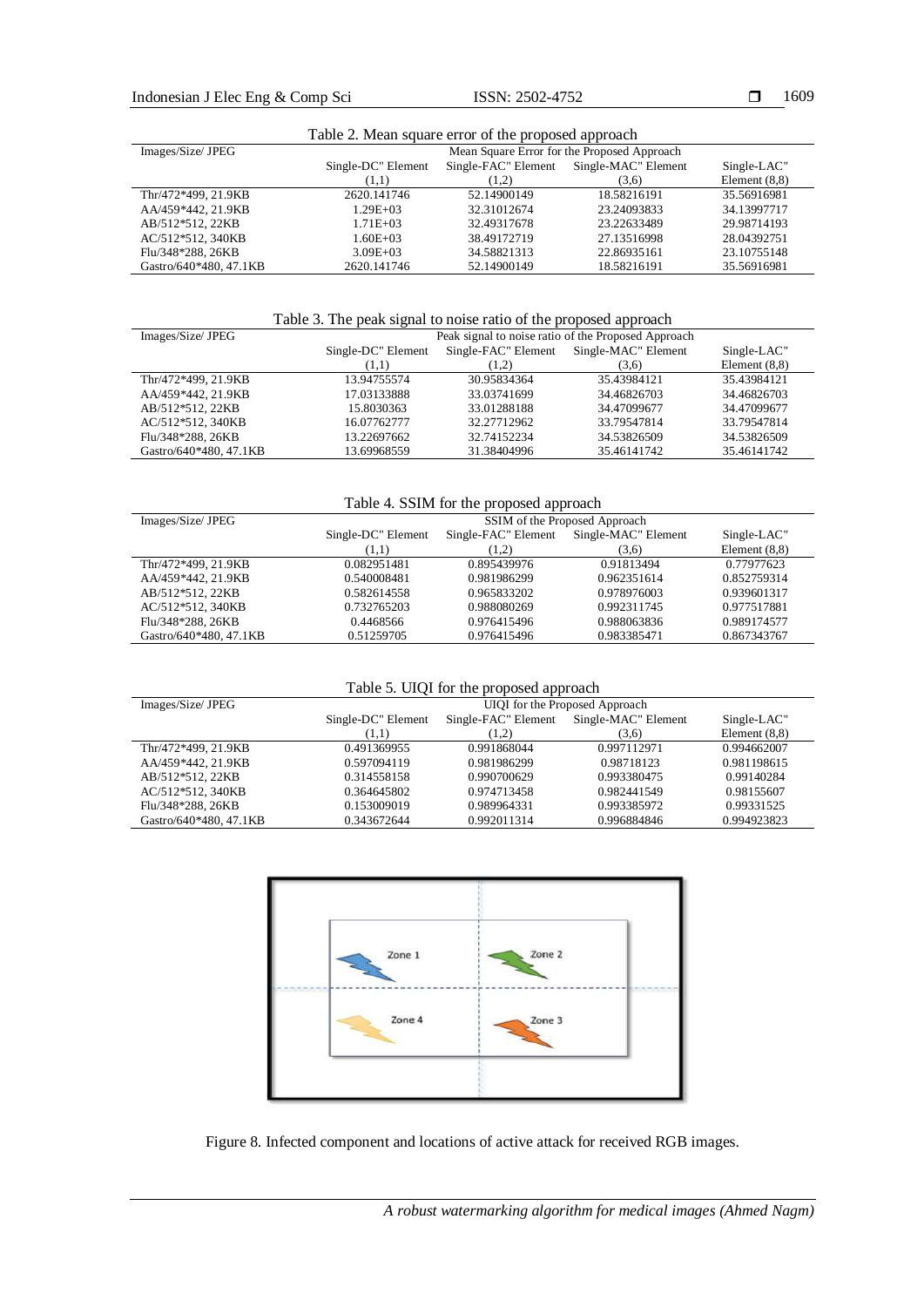Table 2. Mean square error of the proposed approach

| Images/Size/ JPEG | Mean Square Error for the Proposed Approach | | | |
|---|---|---|---|---|
| | Single-DC" Element (1,1) | Single-FAC" Element (1,2) | Single-MAC" Element (3,6) | Single-LAC" Element (8,8) |
| Thr/472*499, 21.9KB | 2620.141746 | 52.14900149 | 18.58216191 | 35.56916981 |
| AA/459*442, 21.9KB | 1.29E+03 | 32.31012674 | 23.24093833 | 34.13997717 |
| AB/512*512, 22KB | 1.71E+03 | 32.49317678 | 23.22633489 | 29.98714193 |
| AC/512*512, 340KB | 1.60E+03 | 38.49172719 | 27.13516998 | 28.04392751 |
| Flu/348*288, 26KB | 3.09E+03 | 34.58821313 | 22.86935161 | 23.10755148 |
| Gastro/640*480, 47.1KB | 2620.141746 | 52.14900149 | 18.58216191 | 35.56916981 |

Table 3. The peak signal to noise ratio of the proposed approach

| Images/Size/ JPEG | Peak signal to noise ratio of the Proposed Approach | | | |
|---|---|---|---|---|
| | Single-DC" Element (1,1) | Single-FAC" Element (1,2) | Single-MAC" Element (3,6) | Single-LAC" Element (8,8) |
| Thr/472*499, 21.9KB | 13.94755574 | 30.95834364 | 35.43984121 | 35.43984121 |
| AA/459*442, 21.9KB | 17.03133888 | 33.03741699 | 34.46826703 | 34.46826703 |
| AB/512*512, 22KB | 15.8030363 | 33.01288188 | 34.47099677 | 34.47099677 |
| AC/512*512, 340KB | 16.07762777 | 32.27712962 | 33.79547814 | 33.79547814 |
| Flu/348*288, 26KB | 13.22697662 | 32.74152234 | 34.53826509 | 34.53826509 |
| Gastro/640*480, 47.1KB | 13.69968559 | 31.38404996 | 35.46141742 | 35.46141742 |

Table 4. SSIM for the proposed approach

| Images/Size/ JPEG | SSIM of the Proposed Approach | | | |
|---|---|---|---|---|
| | Single-DC" Element (1,1) | Single-FAC" Element (1,2) | Single-MAC" Element (3,6) | Single-LAC" Element (8,8) |
| Thr/472*499, 21.9KB | 0.082951481 | 0.895439976 | 0.91813494 | 0.77977623 |
| AA/459*442, 21.9KB | 0.540008481 | 0.981986299 | 0.962351614 | 0.852759314 |
| AB/512*512, 22KB | 0.582614558 | 0.965833202 | 0.978976003 | 0.939601317 |
| AC/512*512, 340KB | 0.732765203 | 0.988080269 | 0.992311745 | 0.977517881 |
| Flu/348*288, 26KB | 0.4468566 | 0.976415496 | 0.988063836 | 0.989174577 |
| Gastro/640*480, 47.1KB | 0.51259705 | 0.976415496 | 0.983385471 | 0.867343767 |

Table 5. UIQI for the proposed approach

| Images/Size/ JPEG | UIQI for the Proposed Approach | | | |
|---|---|---|---|---|
| | Single-DC" Element (1,1) | Single-FAC" Element (1,2) | Single-MAC" Element (3,6) | Single-LAC" Element (8,8) |
| Thr/472*499, 21.9KB | 0.491369955 | 0.991868044 | 0.997112971 | 0.994662007 |
| AA/459*442, 21.9KB | 0.597094119 | 0.981986299 | 0.98718123 | 0.981198615 |
| AB/512*512, 22KB | 0.314558158 | 0.990700629 | 0.993380475 | 0.99140284 |
| AC/512*512, 340KB | 0.364645802 | 0.974713458 | 0.982441549 | 0.98155607 |
| Flu/348*288, 26KB | 0.153009019 | 0.989964331 | 0.993385972 | 0.99331525 |
| Gastro/640*480, 47.1KB | 0.343672644 | 0.992011314 | 0.996884846 | 0.994923823 |

Figure 8. Infected component and locations of active attack for received RGB images.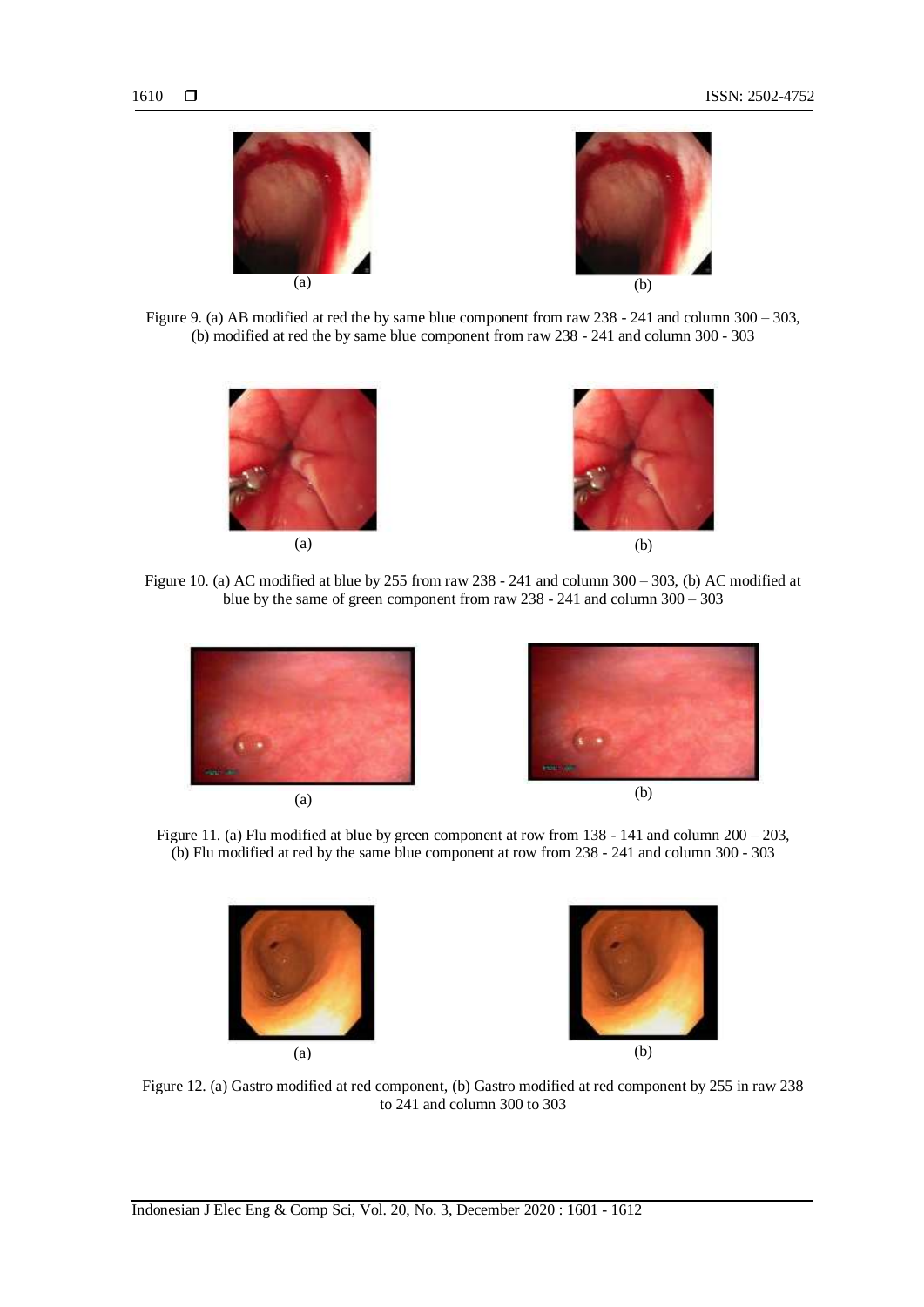(a)

(b)

Figure 9. (a) AB modified at red the by same blue component from raw 238 - 241 and column 300 – 303, (b) modified at red the by same blue component from raw 238 - 241 and column 300 - 303

(a)

(b)

Figure 10. (a) AC modified at blue by 255 from raw 238 - 241 and column 300 – 303, (b) AC modified at blue by the same of green component from raw 238 - 241 and column 300 – 303

(a)

(b)

Figure 11. (a) Flu modified at blue by green component at row from 138 - 141 and column 200 – 203, (b) Flu modified at red by the same blue component at row from 238 - 241 and column 300 - 303

(a)

(b)

Figure 12. (a) Gastro modified at red component, (b) Gastro modified at red component by 255 in raw 238 to 241 and column 300 to 303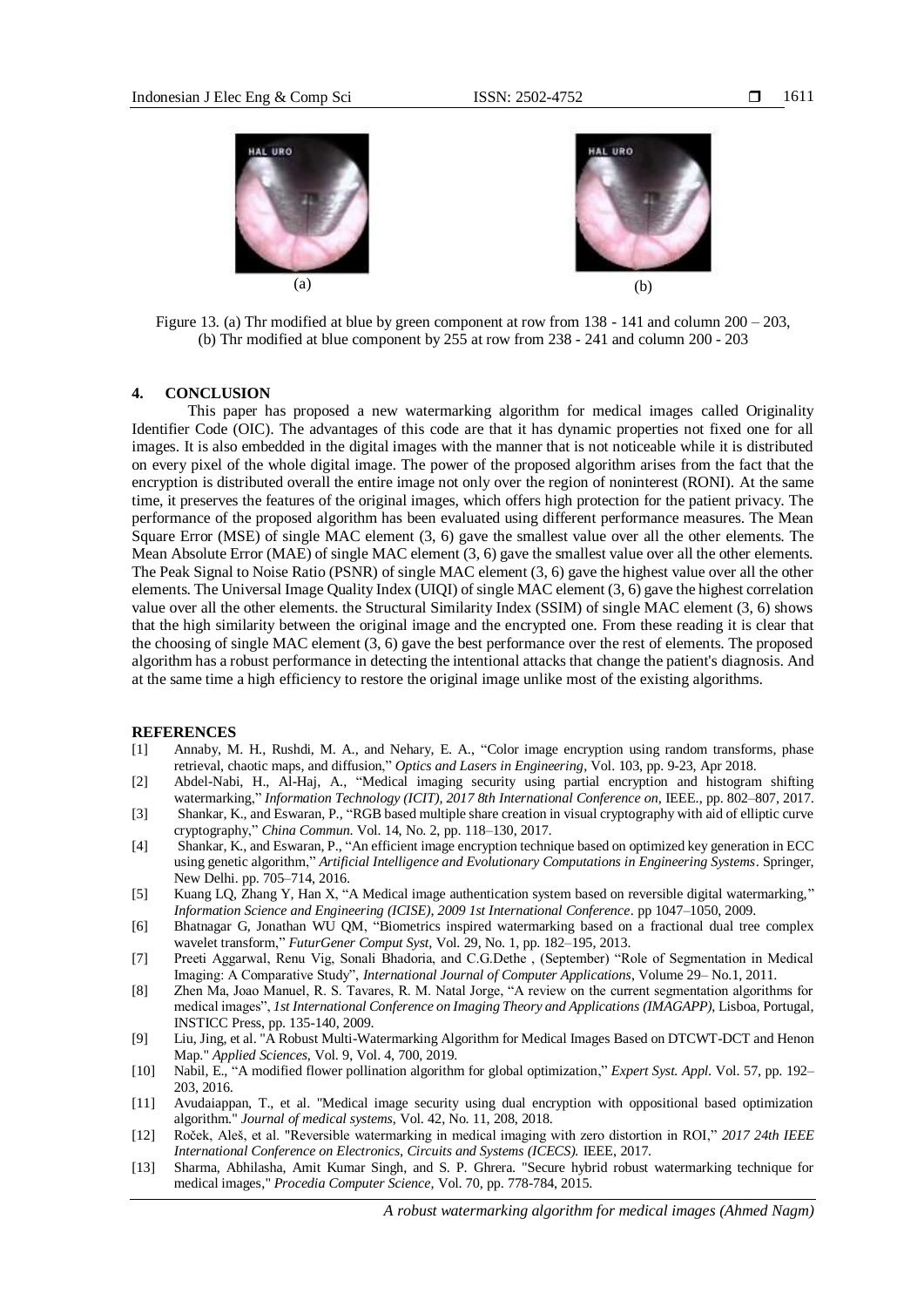(a)

(b)

Figure 13. (a) Thr modified at blue by green component at row from 138 - 141 and column 200 – 203, (b) Thr modified at blue component by 255 at row from 238 - 241 and column 200 - 203

## 4. CONCLUSION

This paper has proposed a new watermarking algorithm for medical images called Originality Identifier Code (OIC). The advantages of this code are that it has dynamic properties not fixed one for all images. It is also embedded in the digital images with the manner that is not noticeable while it is distributed on every pixel of the whole digital image. The power of the proposed algorithm arises from the fact that the encryption is distributed overall the entire image not only over the region of noninterest (RONI). At the same time, it preserves the features of the original images, which offers high protection for the patient privacy. The performance of the proposed algorithm has been evaluated using different performance measures. The Mean Square Error (MSE) of single MAC element (3, 6) gave the smallest value over all the other elements. The Mean Absolute Error (MAE) of single MAC element (3, 6) gave the smallest value over all the other elements. The Peak Signal to Noise Ratio (PSNR) of single MAC element (3, 6) gave the highest value over all the other elements. The Universal Image Quality Index (UIQI) of single MAC element (3, 6) gave the highest correlation value over all the other elements. the Structural Similarity Index (SSIM) of single MAC element (3, 6) shows that the high similarity between the original image and the encrypted one. From these reading it is clear that the choosing of single MAC element (3, 6) gave the best performance over the rest of elements. The proposed algorithm has a robust performance in detecting the intentional attacks that change the patient's diagnosis. And at the same time a high efficiency to restore the original image unlike most of the existing algorithms.

## REFERENCES

[1] Annaby, M. H., Rushdi, M. A., and Nehary, E. A., "Color image encryption using random transforms, phase retrieval, chaotic maps, and diffusion," *Optics and Lasers in Engineering*, Vol. 103, pp. 9-23, Apr 2018.

[2] Abdel-Nabi, H., Al-Haj, A., "Medical imaging security using partial encryption and histogram shifting watermarking," *Information Technology (ICIT), 2017 8th International Conference on*, IEEE., pp. 802–807, 2017.

[3] Shankar, K., and Eswaran, P., "RGB based multiple share creation in visual cryptography with aid of elliptic curve cryptography," *China Commun*. Vol. 14, No. 2, pp. 118–130, 2017.

[4] Shankar, K., and Eswaran, P., "An efficient image encryption technique based on optimized key generation in ECC using genetic algorithm," *Artificial Intelligence and Evolutionary Computations in Engineering Systems*. Springer, New Delhi. pp. 705–714, 2016.

[5] Kuang LQ, Zhang Y, Han X, "A Medical image authentication system based on reversible digital watermarking," *Information Science and Engineering (ICISE), 2009 1st International Conference*. pp 1047–1050, 2009.

[6] Bhatnagar G, Jonathan WU QM, "Biometrics inspired watermarking based on a fractional dual tree complex wavelet transform," *FuturGener Comput Syst*, Vol. 29, No. 1, pp. 182–195, 2013.

[7] Preeti Aggarwal, Renu Vig, Sonali Bhadoria, and C.G.Dethe , (September) "Role of Segmentation in Medical Imaging: A Comparative Study", *International Journal of Computer Applications*, Volume 29– No.1, 2011.

[8] Zhen Ma, Joao Manuel, R. S. Tavares, R. M. Natal Jorge, "A review on the current segmentation algorithms for medical images", *1st International Conference on Imaging Theory and Applications (IMAGAPP)*, Lisboa, Portugal, INSTICC Press, pp. 135-140, 2009.

[9] Liu, Jing, et al. "A Robust Multi-Watermarking Algorithm for Medical Images Based on DTCWT-DCT and Henon Map." *Applied Sciences*, Vol. 9, Vol. 4, 700, 2019.

[10] Nabil, E., "A modified flower pollination algorithm for global optimization," *Expert Syst. Appl*. Vol. 57, pp. 192–203, 2016.

[11] Avudaiappan, T., et al. "Medical image security using dual encryption with oppositional based optimization algorithm." *Journal of medical systems*, Vol. 42, No. 11, 208, 2018.

[12] Roček, Aleš, et al. "Reversible watermarking in medical imaging with zero distortion in ROI," *2017 24th IEEE International Conference on Electronics, Circuits and Systems (ICECS).* IEEE, 2017.

[13] Sharma, Abhilasha, Amit Kumar Singh, and S. P. Ghrera. "Secure hybrid robust watermarking technique for medical images," *Procedia Computer Science*, Vol. 70, pp. 778-784, 2015.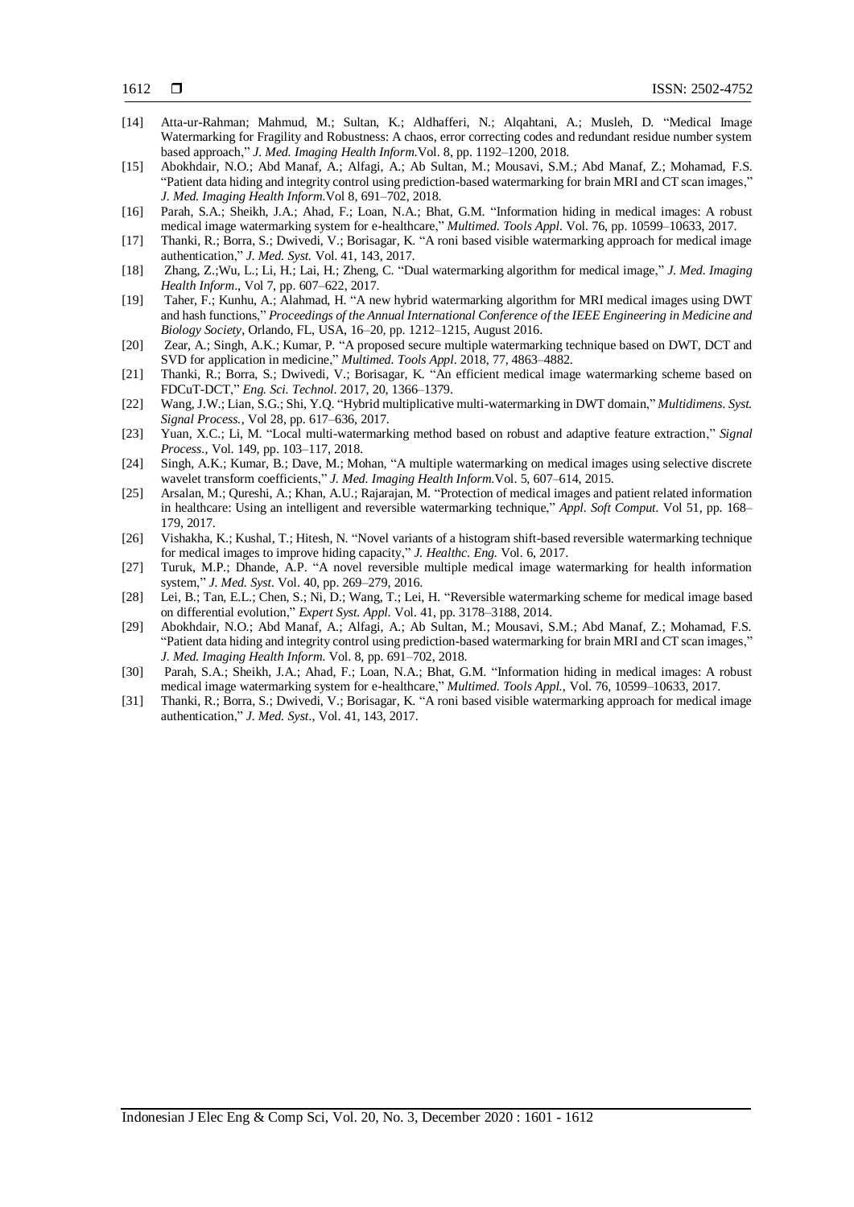[14] Atta-ur-Rahman; Mahmud, M.; Sultan, K.; Aldhafferi, N.; Alqahtani, A.; Musleh, D. "Medical Image Watermarking for Fragility and Robustness: A chaos, error correcting codes and redundant residue number system based approach," *J. Med. Imaging Health Inform.*Vol. 8, pp. 1192–1200, 2018.

[15] Abokhdair, N.O.; Abd Manaf, A.; Alfagi, A.; Ab Sultan, M.; Mousavi, S.M.; Abd Manaf, Z.; Mohamad, F.S. "Patient data hiding and integrity control using prediction-based watermarking for brain MRI and CT scan images," *J. Med. Imaging Health Inform.*Vol 8, 691–702, 2018.

[16] Parah, S.A.; Sheikh, J.A.; Ahad, F.; Loan, N.A.; Bhat, G.M. "Information hiding in medical images: A robust medical image watermarking system for e-healthcare," *Multimed. Tools Appl*. Vol. 76, pp. 10599–10633, 2017.

[17] Thanki, R.; Borra, S.; Dwivedi, V.; Borisagar, K. "A roni based visible watermarking approach for medical image authentication," *J. Med. Syst.* Vol. 41, 143, 2017.

[18] Zhang, Z.;Wu, L.; Li, H.; Lai, H.; Zheng, C. "Dual watermarking algorithm for medical image," *J. Med. Imaging Health Inform*., Vol 7, pp. 607–622, 2017.

[19] Taher, F.; Kunhu, A.; Alahmad, H. "A new hybrid watermarking algorithm for MRI medical images using DWT and hash functions," *Proceedings of the Annual International Conference of the IEEE Engineering in Medicine and Biology Society*, Orlando, FL, USA, 16–20, pp. 1212–1215, August 2016.

[20] Zear, A.; Singh, A.K.; Kumar, P. "A proposed secure multiple watermarking technique based on DWT, DCT and SVD for application in medicine," *Multimed. Tools Appl*. 2018, 77, 4863–4882.

[21] Thanki, R.; Borra, S.; Dwivedi, V.; Borisagar, K. "An efficient medical image watermarking scheme based on FDCuT-DCT," *Eng. Sci. Technol*. 2017, 20, 1366–1379.

[22] Wang, J.W.; Lian, S.G.; Shi, Y.Q. "Hybrid multiplicative multi-watermarking in DWT domain," *Multidimens. Syst. Signal Process.*, Vol 28, pp. 617–636, 2017.

[23] Yuan, X.C.; Li, M. "Local multi-watermarking method based on robust and adaptive feature extraction," *Signal Process.*, Vol. 149, pp. 103–117, 2018.

[24] Singh, A.K.; Kumar, B.; Dave, M.; Mohan, "A multiple watermarking on medical images using selective discrete wavelet transform coefficients," *J. Med. Imaging Health Inform.*Vol. 5, 607–614, 2015.

[25] Arsalan, M.; Qureshi, A.; Khan, A.U.; Rajarajan, M. "Protection of medical images and patient related information in healthcare: Using an intelligent and reversible watermarking technique," *Appl. Soft Comput.* Vol 51, pp. 168–179, 2017.

[26] Vishakha, K.; Kushal, T.; Hitesh, N. "Novel variants of a histogram shift-based reversible watermarking technique for medical images to improve hiding capacity," *J. Healthc. Eng.* Vol. 6, 2017.

[27] Turuk, M.P.; Dhande, A.P. "A novel reversible multiple medical image watermarking for health information system," *J. Med. Syst*. Vol. 40, pp. 269–279, 2016.

[28] Lei, B.; Tan, E.L.; Chen, S.; Ni, D.; Wang, T.; Lei, H. "Reversible watermarking scheme for medical image based on differential evolution," *Expert Syst. Appl.* Vol. 41, pp. 3178–3188, 2014.

[29] Abokhdair, N.O.; Abd Manaf, A.; Alfagi, A.; Ab Sultan, M.; Mousavi, S.M.; Abd Manaf, Z.; Mohamad, F.S. "Patient data hiding and integrity control using prediction-based watermarking for brain MRI and CT scan images," *J. Med. Imaging Health Inform.* Vol. 8, pp. 691–702, 2018.

[30] Parah, S.A.; Sheikh, J.A.; Ahad, F.; Loan, N.A.; Bhat, G.M. "Information hiding in medical images: A robust medical image watermarking system for e-healthcare," *Multimed. Tools Appl.*, Vol. 76, 10599–10633, 2017.

[31] Thanki, R.; Borra, S.; Dwivedi, V.; Borisagar, K. "A roni based visible watermarking approach for medical image authentication," *J. Med. Syst*., Vol. 41, 143, 2017.